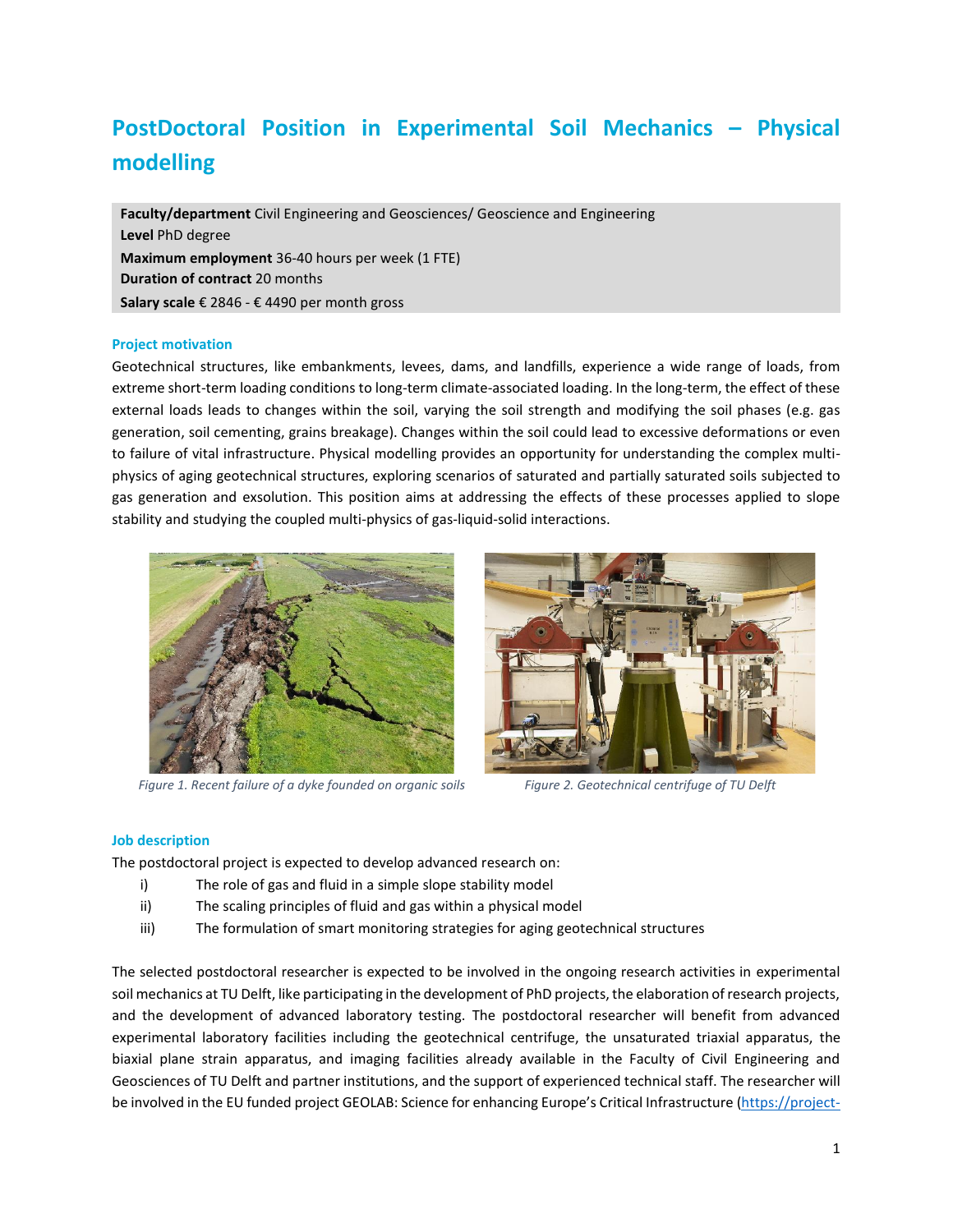# PostDoctoral Position in Experimental Soil Mechanics – Physical modelling

**Faculty/department** Civil Engineering and Geosciences/ Geoscience and Engineering
**Level** PhD degree
**Maximum employment** 36-40 hours per week (1 FTE)
**Duration of contract** 20 months
**Salary scale** € 2846 - € 4490 per month gross

## Project motivation

Geotechnical structures, like embankments, levees, dams, and landfills, experience a wide range of loads, from extreme short-term loading conditions to long-term climate-associated loading. In the long-term, the effect of these external loads leads to changes within the soil, varying the soil strength and modifying the soil phases (e.g. gas generation, soil cementing, grains breakage). Changes within the soil could lead to excessive deformations or even to failure of vital infrastructure. Physical modelling provides an opportunity for understanding the complex multi-physics of aging geotechnical structures, exploring scenarios of saturated and partially saturated soils subjected to gas generation and exsolution. This position aims at addressing the effects of these processes applied to slope stability and studying the coupled multi-physics of gas-liquid-solid interactions.

*Figure 1. Recent failure of a dyke founded on organic soils*

*Figure 2. Geotechnical centrifuge of TU Delft*

## Job description

The postdoctoral project is expected to develop advanced research on:

i) The role of gas and fluid in a simple slope stability model
ii) The scaling principles of fluid and gas within a physical model
iii) The formulation of smart monitoring strategies for aging geotechnical structures

The selected postdoctoral researcher is expected to be involved in the ongoing research activities in experimental soil mechanics at TU Delft, like participating in the development of PhD projects, the elaboration of research projects, and the development of advanced laboratory testing. The postdoctoral researcher will benefit from advanced experimental laboratory facilities including the geotechnical centrifuge, the unsaturated triaxial apparatus, the biaxial plane strain apparatus, and imaging facilities already available in the Faculty of Civil Engineering and Geosciences of TU Delft and partner institutions, and the support of experienced technical staff. The researcher will be involved in the EU funded project GEOLAB: Science for enhancing Europe's Critical Infrastructure (https://project-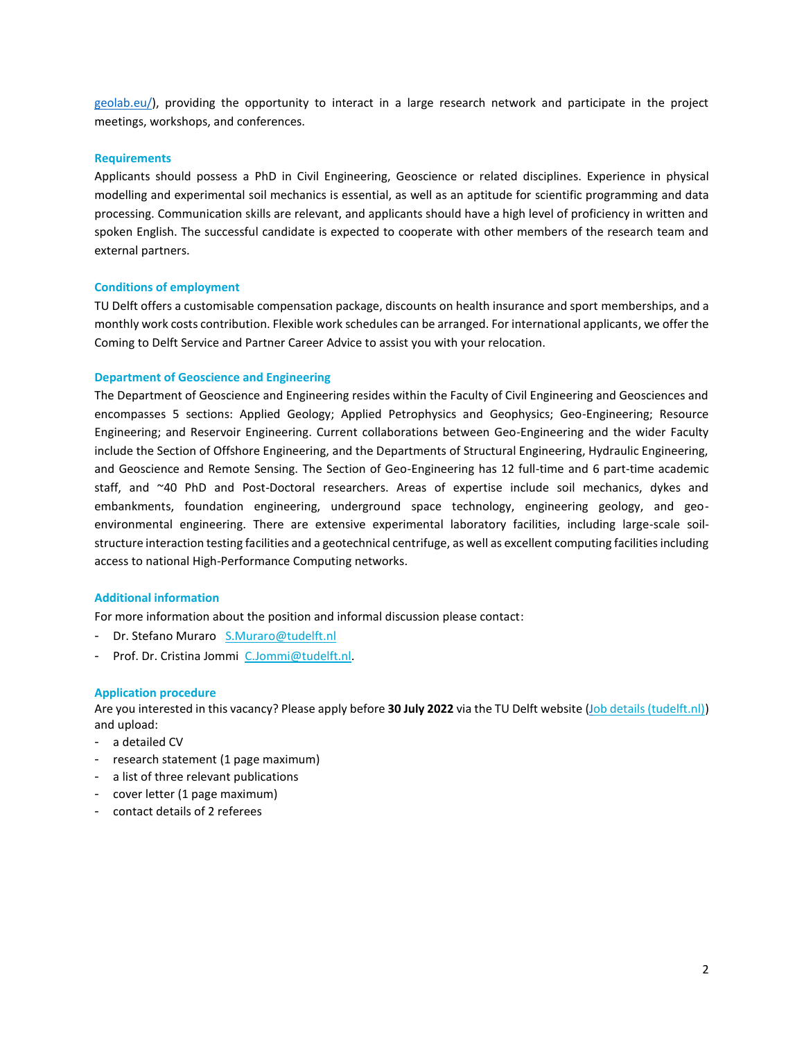geolab.eu/), providing the opportunity to interact in a large research network and participate in the project meetings, workshops, and conferences.

## Requirements

Applicants should possess a PhD in Civil Engineering, Geoscience or related disciplines. Experience in physical modelling and experimental soil mechanics is essential, as well as an aptitude for scientific programming and data processing. Communication skills are relevant, and applicants should have a high level of proficiency in written and spoken English. The successful candidate is expected to cooperate with other members of the research team and external partners.

## Conditions of employment

TU Delft offers a customisable compensation package, discounts on health insurance and sport memberships, and a monthly work costs contribution. Flexible work schedules can be arranged. For international applicants, we offer the Coming to Delft Service and Partner Career Advice to assist you with your relocation.

## Department of Geoscience and Engineering

The Department of Geoscience and Engineering resides within the Faculty of Civil Engineering and Geosciences and encompasses 5 sections: Applied Geology; Applied Petrophysics and Geophysics; Geo-Engineering; Resource Engineering; and Reservoir Engineering. Current collaborations between Geo-Engineering and the wider Faculty include the Section of Offshore Engineering, and the Departments of Structural Engineering, Hydraulic Engineering, and Geoscience and Remote Sensing. The Section of Geo-Engineering has 12 full-time and 6 part-time academic staff, and ~40 PhD and Post-Doctoral researchers. Areas of expertise include soil mechanics, dykes and embankments, foundation engineering, underground space technology, engineering geology, and geo-environmental engineering. There are extensive experimental laboratory facilities, including large-scale soil-structure interaction testing facilities and a geotechnical centrifuge, as well as excellent computing facilities including access to national High-Performance Computing networks.

## Additional information

For more information about the position and informal discussion please contact:

- Dr. Stefano Muraro S.Muraro@tudelft.nl
- Prof. Dr. Cristina Jommi C.Jommi@tudelft.nl.

## Application procedure

Are you interested in this vacancy? Please apply before **30 July 2022** via the TU Delft website (Job details (tudelft.nl)) and upload:

- a detailed CV
- research statement (1 page maximum)
- a list of three relevant publications
- cover letter (1 page maximum)
- contact details of 2 referees